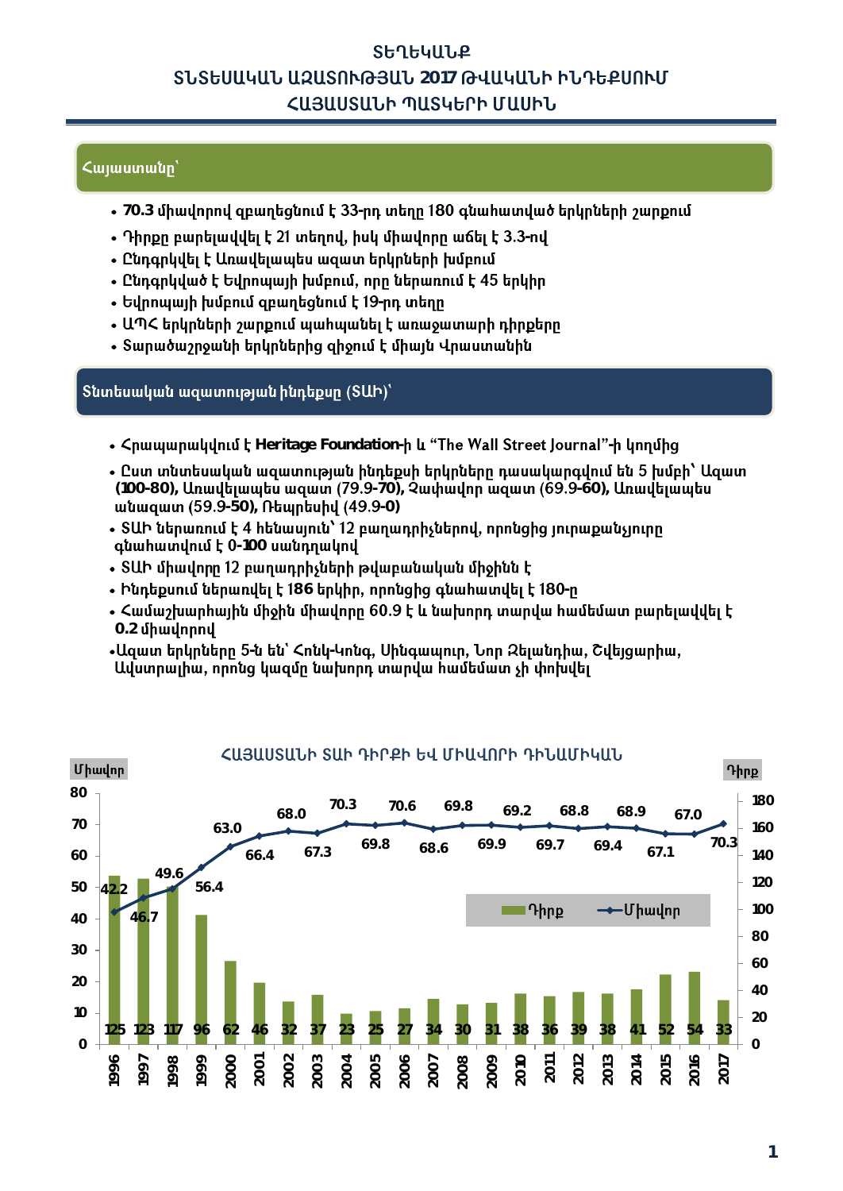# ՏԵՂԵԿԱՆՔ
# ՏՆՏԵՍԱԿԱՆ ԱԶԱՏՈՒԹՅԱՆ 2017 ԹՎԱԿԱՆԻ ԻՆԴԵՔՍՈՒՄ ՀԱՅԱՍՏԱՆԻ ՊԱՏԿԵՐԻ ՄԱՍԻՆ

## Հայաստանը՝

- **70.3** միավորով զբաղեցնում է 33-րդ տեղը 180 գնահատված երկրների շարքում
- Դիրքը բարելավվել է 21 տեղով, իսկ միավորը աճել է 3.3-ով
- Ընդգրկվել է Առավելապես ազատ երկրների խմբում
- Ընդգրկված է Եվրոպայի խմբում, որը ներառում է 45 երկիր
- Եվրոպայի խմբում զբաղեցնում է 19-րդ տեղը
- ԱՊՀ երկրների շարքում պահպանել է առաջատարի դիրքերը
- Տարածաշրջանի երկրներից զիջում է միայն Վրաստանին

## Տնտեսական ազատության ինդեքսը (ՏԱԻ)՝

- Հրապարակվում է **Heritage Foundation**-ի և "The Wall Street Journal"-ի կողմից
- Ըստ տնտեսական ազատության ինդեքսի երկրները դասակարգվում են 5 խմբի՝ Ազատ **(100-80)**, Առավելապես ազատ (79.9-**70)**, Չափավոր ազատ (69.9-**60)**, Առավելապես անազատ (59.9-**50)**, Ռեպրեսիվ (49.9-**0)**
- ՏԱԻ ներառում է 4 հենասյուն՝ 12 բաղադրիչներով, որոնցից յուրաքանչյուրը գնահատվում է **0-100** սանդղակով
- ՏԱԻ միավորը 12 բաղադրիչների թվաբանական միջինն է
- Ինդեքսում ներառվել է **186** երկիր, որոնցից գնահատվել է 180-ը
- Համաշխարհային միջին միավորը 60.9 է և նախորդ տարվա համեմատ բարելավվել է **0.2** միավորով
- Ազատ երկրները 5-ն են՝ Հոնկ-Կոնգ, Սինգապուր, Նոր Զելանդիա, Շվեյցարիա, Ավստրալիա, որոնց կազմը նախորդ տարվա համեմատ չի փոխվել

### ՀԱՅԱՍՏԱՆԻ ՏԱԻ ԴԻՐՔԻ ԵՎ ՄԻԱՎՈՐԻ ԴԻՆԱՄԻԿԱՆ

| Տարի | Դիրք | Միավոր |
|---|---|---|
| 1996 | 125 | 42.2 |
| 1997 | 123 | 46.7 |
| 1998 | 117 | 49.6 |
| 1999 | 96 | 56.4 |
| 2000 | 62 | 63.0 |
| 2001 | 46 | 66.4 |
| 2002 | 32 | 68.0 |
| 2003 | 37 | 67.3 |
| 2004 | 23 | 70.3 |
| 2005 | 25 | 69.8 |
| 2006 | 27 | 70.6 |
| 2007 | 34 | 68.6 |
| 2008 | 30 | 69.8 |
| 2009 | 31 | 69.9 |
| 2010 | 38 | 69.2 |
| 2011 | 36 | 69.7 |
| 2012 | 39 | 68.8 |
| 2013 | 38 | 69.4 |
| 2014 | 41 | 68.9 |
| 2015 | 52 | 67.1 |
| 2016 | 54 | 67.0 |
| 2017 | 33 | 70.3 |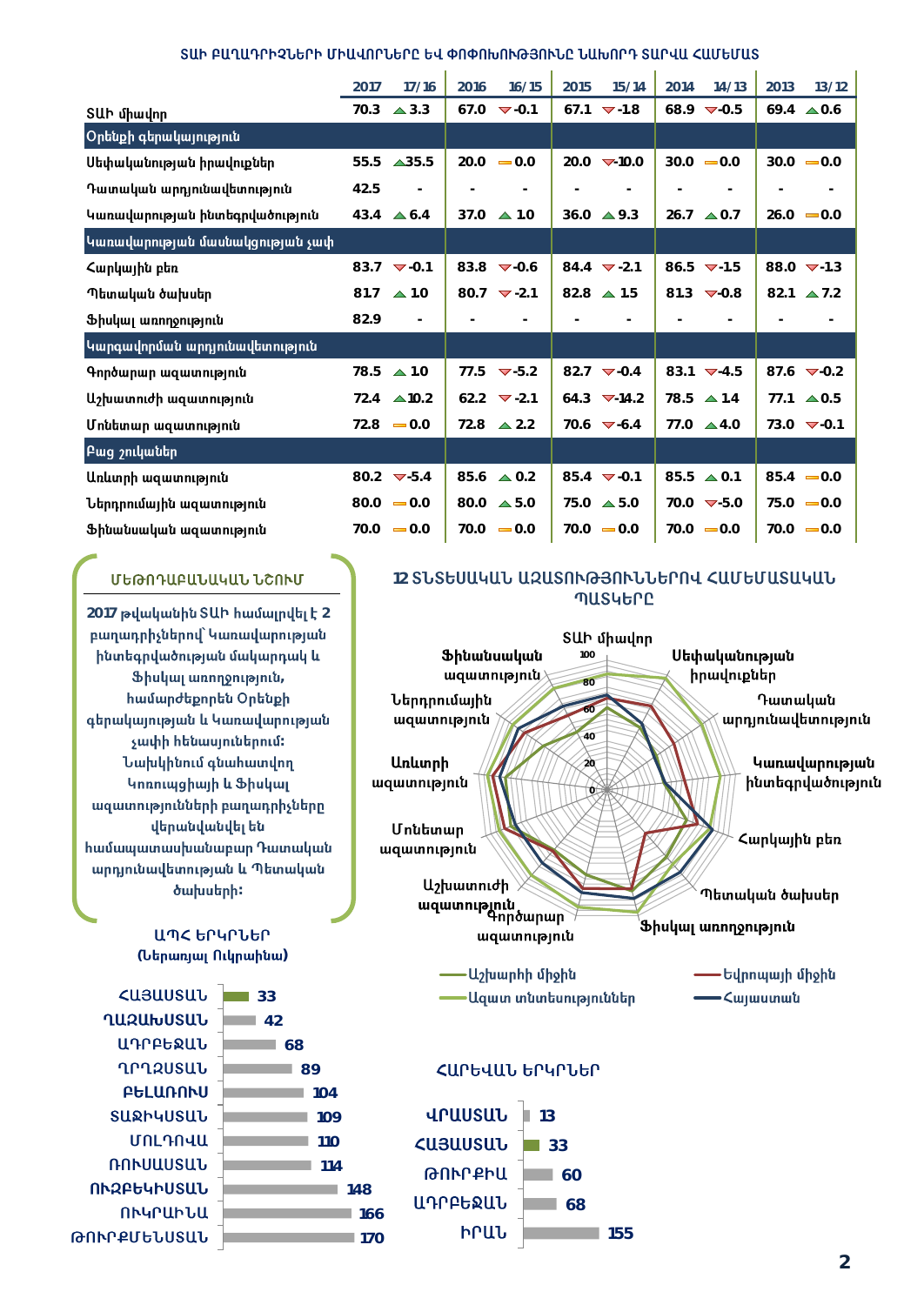## ՏԱՒ ԲԱՂԱԴՐԻՉՆԵՐԻ ՄԻԱՎՈՐՆԵՐԸ ԵՎ ՓՈՓՈԽՈՒԹՅՈՒՆԸ ՆԱԽՈՐԴ ՏԱՐՎԱ ՀԱՄԵՄԱՏ

| | 2017 | 17/16 | 2016 | 16/15 | 2015 | 15/14 | 2014 | 14/13 | 2013 | 13/12 |
|---|---|---|---|---|---|---|---|---|---|---|
| ՏԱՒ միավոր | 70.3 | ▲3.3 | 67.0 | ▽-0.1 | 67.1 | ▽-1.8 | 68.9 | ▽-0.5 | 69.4 | ▲0.6 |
| **Օրենքի գերակայություն** | | | | | | | | | | |
| Սեփականության իրավունքներ | 55.5 | ▲35.5 | 20.0 | ▬0.0 | 20.0 | ▽-10.0 | 30.0 | ▬0.0 | 30.0 | ▬0.0 |
| Դատական արդյունավետություն | 42.5 | - | - | - | - | - | - | - | - | - |
| Կառավարության ինտեգրվածություն | 43.4 | ▲6.4 | 37.0 | ▲1.0 | 36.0 | ▲9.3 | 26.7 | ▲0.7 | 26.0 | ▬0.0 |
| **Կառավարության մասնակցության չափ** | | | | | | | | | | |
| Հարկային բեռ | 83.7 | ▽-0.1 | 83.8 | ▽-0.6 | 84.4 | ▽-2.1 | 86.5 | ▽-1.5 | 88.0 | ▽-1.3 |
| Պետական ծախսեր | 81.7 | ▲1.0 | 80.7 | ▽-2.1 | 82.8 | ▲1.5 | 81.3 | ▽-0.8 | 82.1 | ▲7.2 |
| Ֆիսկալ առողջություն | 82.9 | - | - | - | - | - | - | - | - | - |
| **Կարգավորման արդյունավետություն** | | | | | | | | | | |
| Գործարար ազատություն | 78.5 | ▲1.0 | 77.5 | ▽-5.2 | 82.7 | ▽-0.4 | 83.1 | ▽-4.5 | 87.6 | ▽-0.2 |
| Աշխատուժի ազատություն | 72.4 | ▲10.2 | 62.2 | ▽-2.1 | 64.3 | ▽-14.2 | 78.5 | ▲1.4 | 77.1 | ▲0.5 |
| Մոնետար ազատություն | 72.8 | ▬0.0 | 72.8 | ▲2.2 | 70.6 | ▽-6.4 | 77.0 | ▲4.0 | 73.0 | ▽-0.1 |
| **Բաց շուկաներ** | | | | | | | | | | |
| Առևտրի ազատություն | 80.2 | ▽-5.4 | 85.6 | ▲0.2 | 85.4 | ▽-0.1 | 85.5 | ▲0.1 | 85.4 | ▬0.0 |
| Ներդրումային ազատություն | 80.0 | ▬0.0 | 80.0 | ▲5.0 | 75.0 | ▲5.0 | 70.0 | ▽-5.0 | 75.0 | ▬0.0 |
| Ֆինանսական ազատություն | 70.0 | ▬0.0 | 70.0 | ▬0.0 | 70.0 | ▬0.0 | 70.0 | ▬0.0 | 70.0 | ▬0.0 |

### ՄԵԹՈԴԱԲԱՆԱԿԱՆ ՆՇՈՒՄ

2017 թվականին ՏԱՒ համալրվել է 2 բաղադրիչներով՝ Կառավարության ինտեգրվածության մակարդակ և Ֆիսկալ առողջություն, համարժեքորեն Օրենքի գերակայության և Կառավարության չափի հենասյուներում: Նախկինում գնահատվող Կոռուպցիայի և Ֆիսկալ ազատությունների բաղադրիչները վերանվանվել են համապատասխանաբար Դատական արդյունավետության և Պետական ծախսերի:

### 12 ՏՆՏԵՍԱԿԱՆ ԱԶԱՏՈՒԹՅՈՒՆՆԵՐՈՎ ՀԱՄԵՄԱՏԱԿԱՆ ՊԱՏԿԵՐԸ

Լեգենդ՝ Աշխարհի միջին, Եվրոպայի միջին, Ազատ տնտեսություններ, Հայաստան

### ԱՊՀ ԵՐԿՐՆԵՐ (Ներառյալ Ուկրաինա)

| Երկիր | Դիրք |
|---|---|
| ՀԱՅԱՍՏԱՆ | 33 |
| ՂԱԶԱԽՍՏԱՆ | 42 |
| ԱԴՐԲԵՋԱՆ | 68 |
| ՂՐՂԶՍՏԱՆ | 89 |
| ԲԵԼԱՌՈՒՍ | 104 |
| ՏԱՋԻԿՍՏԱՆ | 109 |
| ՄՈԼԴՈՎԱ | 110 |
| ՌՈՒՍԱՍՏԱՆ | 114 |
| ՈՒԶԲԵԿՍՏԱՆ | 148 |
| ՈՒԿՐԱԻՆԱ | 166 |
| ԹՈՒՐՔՄԵՆՍՏԱՆ | 170 |

### ՀԱՐԵՎԱՆ ԵՐԿՐՆԵՐ

| Երկիր | Դիրք |
|---|---|
| ՎՐԱՍՏԱՆ | 13 |
| ՀԱՅԱՍՏԱՆ | 33 |
| ԹՈՒՐՔԻԱ | 60 |
| ԱԴՐԲԵՋԱՆ | 68 |
| ԻՐԱՆ | 155 |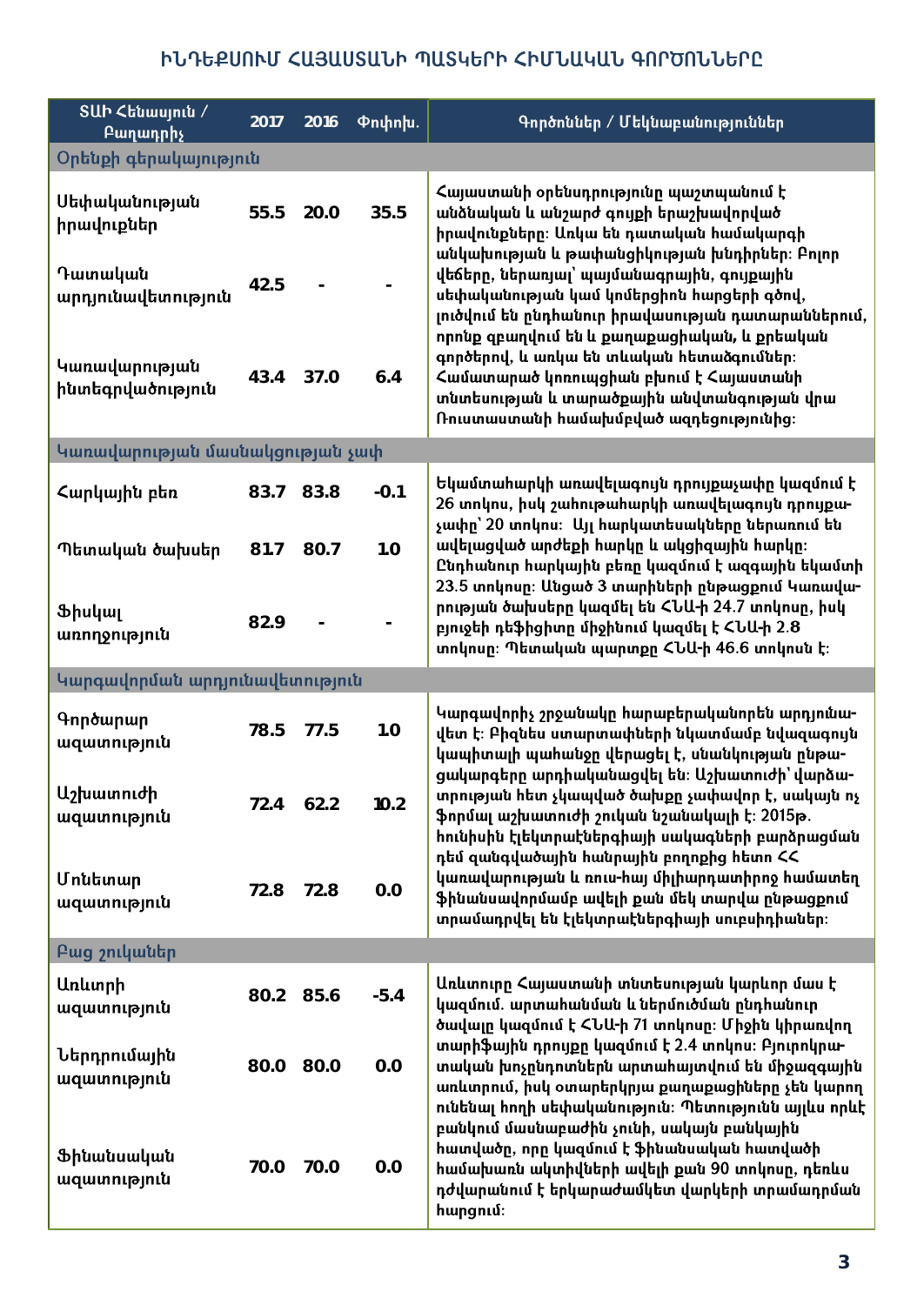# ԻՆԴԵՔՍՈՒՄ ՀԱՅԱՍՏԱՆԻ ՊԱՏԿԵՐԻ ՀԻՄՆԱԿԱՆ ԳՈՐԾՈՆՆԵՐԸ

| ՏԱԻ Հենասյուն / Բաղադրիչ | 2017 | 2016 | Փոփոխ. | Գործոններ / Մեկնաբանություններ |
|---|---|---|---|---|
| **Օրենքի գերակայություն** | | | | |
| Սեփականության իրավունքներ | 55.5 | 20.0 | 35.5 | Հայաստանի օրենսդրությունը պաշտպանում է անձնական և անշարժ գույքի երաշխավորված իրավունքները: Առկա են դատական համակարգի անկախության և թափանցիկության խնդիրներ: Բոլոր վեճերը, ներառյալ՝ պայմանագրային, գույքային սեփականության կամ կոմերցիոն հարցերի գծով, լուծվում են ընդհանուր իրավասության դատարաններում, որոնք զբաղվում են և քաղաքացիական, և քրեական գործերով, և առկա են տևական հետաձգումներ: Համատարած կոռուպցիան բխում է Հայաստանի տնտեսության և տարածքային անվտանգության վրա Ռուսաստանի համախմբված ազդեցությունից: |
| Դատական արդյունավետություն | 42.5 | - | - | |
| Կառավարության ինտեգրվածություն | 43.4 | 37.0 | 6.4 | |
| **Կառավարության մասնակցության չափ** | | | | |
| Հարկային բեռ | 83.7 | 83.8 | -0.1 | Եկամտահարկի առավելագույն դրույքաչափը կազմում է 26 տոկոս, իսկ շահութահարկի առավելագույն դրույքաչափը՝ 20 տոկոս: Այլ հարկատեսակները ներառում են ավելացված արժեքի հարկը և ակցիզային հարկը: Ընդհանուր հարկային բեռը կազմում է ազգային եկամտի 23.5 տոկոսը: Անցած 3 տարիների ընթացքում կառավարության ծախսերը կազմել են ՀՆԱ-ի 24.7 տոկոսը, իսկ բյուջեի դեֆիցիտը միջինում կազմել է ՀՆԱ-ի 2.8 տոկոսը: Պետական պարտքը ՀՆԱ-ի 46.6 տոկոսն է: |
| Պետական ծախսեր | 81.7 | 80.7 | 1.0 | |
| Ֆիսկալ առողջություն | 82.9 | - | - | |
| **Կարգավորման արդյունավետություն** | | | | |
| Գործարար ազատություն | 78.5 | 77.5 | 1.0 | Կարգավորիչ շրջանակը հարաբերականորեն արդյունավետ է: Բիզնես ստարտափների նկատմամբ նվազագույն կապիտալի պահանջը վերացել է, սնանկության ընթացակարգերը արդիականացվել են: Աշխատուժի՝ վարձատրության հետ չկապված ծախքը չափավոր է, սակայն ոչ ֆորմալ աշխատուժի շուկան նշանակալի է: 2015թ. հունիսին էլեկտրաէներգիայի սակագների բարձրացման դեմ զանգվածային հանրային բողոքից հետո ՀՀ կառավարության և ռուս-հայ միլիարդատիրոջ համատեղ ֆինանսավորմամբ ավելի քան մեկ տարվա ընթացքում տրամադրվել են էլեկտրաէներգիայի սուբսիդիաներ: |
| Աշխատուժի ազատություն | 72.4 | 62.2 | 10.2 | |
| Մոնետար ազատություն | 72.8 | 72.8 | 0.0 | |
| **Բաց շուկաներ** | | | | |
| Առևտրի ազատություն | 80.2 | 85.6 | -5.4 | Առևտուրը Հայաստանի տնտեսության կարևոր մաս է կազմում. արտահանման և ներմուծման ընդհանուր ծավալը կազմում է ՀՆԱ-ի 71 տոկոսը: Միջին կիրառվող տարիֆային դրույքը կազմում է 2.4 տոկոս: Բյուրոկրատական խոչընդոտներն արտահայտվում են միջազգային առևտրում, իսկ օտարերկրյա քաղաքացիները չեն կարող ունենալ հողի սեփականություն: Պետությունն այլևս որևէ բանկում մասնաբաժին չունի, սակայն բանկային հատվածը, որը կազմում է ֆինանսական հատվածի համախառն ակտիվների ավելի քան 90 տոկոսը, դեռևս դժվարանում է երկարաժամկետ վարկերի տրամադրման հարցում: |
| Ներդրումային ազատություն | 80.0 | 80.0 | 0.0 | |
| Ֆինանսական ազատություն | 70.0 | 70.0 | 0.0 | |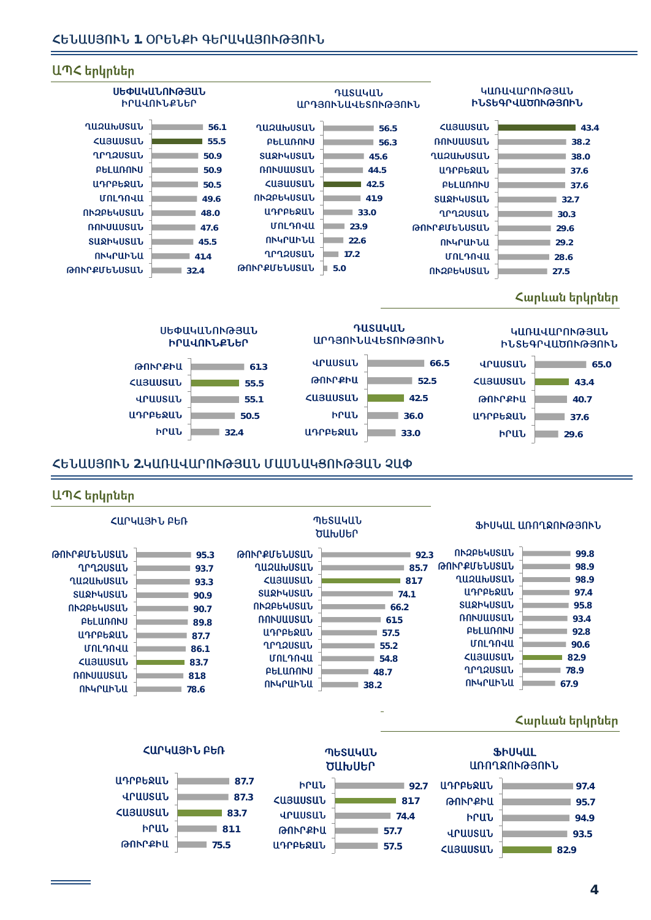## ՀԵՆԱՍՅՈՒՆ 1 ՕՐԵՆՔԻ ԳԵՐԱԿԱՅՈՒԹՅՈՒՆ

### ԱՊՀ երկրներ

| ՍԵՓԱԿԱՆՈՒԹՅԱՆ ԻՐԱՎՈՒՆՔՆԵՐ | |
|---|---|
| ՂԱԶԱԽՍՏԱՆ | 56.1 |
| ՀԱՅԱՍՏԱՆ | 55.5 |
| ՂՐՂԶՍՏԱՆ | 50.9 |
| ԲԵԼԱՌՈՒՍ | 50.9 |
| ԱԴՐԲԵՋԱՆ | 50.5 |
| ՄՈԼԴՈՎԱ | 49.6 |
| ՈՒԶԲԵԿՍՏԱՆ | 48.0 |
| ՌՈՒՍԱՍՏԱՆ | 47.6 |
| ՏԱՋԻԿՍՏԱՆ | 45.5 |
| ՈՒԿՐԱԻՆԱ | 414 |
| ԹՈՒՐՔՄԵՆՍՏԱՆ | 32.4 |

| ԴԱՏԱԿԱՆ ԱՐԴՅՈՒՆԱՎԵՏՈՒԹՅՈՒՆ | |
|---|---|
| ՂԱԶԱԽՍՏԱՆ | 56.5 |
| ԲԵԼԱՌՈՒՍ | 56.3 |
| ՏԱՋԻԿՍՏԱՆ | 45.6 |
| ՌՈՒՍԱՍՏԱՆ | 44.5 |
| ՀԱՅԱՍՏԱՆ | 42.5 |
| ՈՒԶԲԵԿՍՏԱՆ | 419 |
| ԱԴՐԲԵՋԱՆ | 33.0 |
| ՄՈԼԴՈՎԱ | 23.9 |
| ՈՒԿՐԱԻՆԱ | 22.6 |
| ՂՐՂԶՍՏԱՆ | 17.2 |
| ԹՈՒՐՔՄԵՆՍՏԱՆ | 5.0 |

| ԿԱՌԱՎԱՐՈՒԹՅԱՆ ԻՆՏԵԳՐՎԱԾՈՒԹՅՈՒՆ | |
|---|---|
| ՀԱՅԱՍՏԱՆ | 43.4 |
| ՌՈՒՍԱՍՏԱՆ | 38.2 |
| ՂԱԶԱԽՍՏԱՆ | 38.0 |
| ԱԴՐԲԵՋԱՆ | 37.6 |
| ԲԵԼԱՌՈՒՍ | 37.6 |
| ՏԱՋԻԿՍՏԱՆ | 32.7 |
| ՂՐՂԶՍՏԱՆ | 30.3 |
| ԹՈՒՐՔՄԵՆՍՏԱՆ | 29.6 |
| ՈՒԿՐԱԻՆԱ | 29.2 |
| ՄՈԼԴՈՎԱ | 28.6 |
| ՈՒԶԲԵԿՍՏԱՆ | 27.5 |

### Հարևան երկրներ

| ՍԵՓԱԿԱՆՈՒԹՅԱՆ ԻՐԱՎՈՒՆՔՆԵՐ | |
|---|---|
| ԹՈՒՐՔԻԱ | 613 |
| ՀԱՅԱՍՏԱՆ | 55.5 |
| ՎՐԱՍՏԱՆ | 55.1 |
| ԱԴՐԲԵՋԱՆ | 50.5 |
| ԻՐԱՆ | 32.4 |

| ԴԱՏԱԿԱՆ ԱՐԴՅՈՒՆԱՎԵՏՈՒԹՅՈՒՆ | |
|---|---|
| ՎՐԱՍՏԱՆ | 66.5 |
| ԹՈՒՐՔԻԱ | 52.5 |
| ՀԱՅԱՍՏԱՆ | 42.5 |
| ԻՐԱՆ | 36.0 |
| ԱԴՐԲԵՋԱՆ | 33.0 |

| ԿԱՌԱՎԱՐՈՒԹՅԱՆ ԻՆՏԵԳՐՎԱԾՈՒԹՅՈՒՆ | |
|---|---|
| ՎՐԱՍՏԱՆ | 65.0 |
| ՀԱՅԱՍՏԱՆ | 43.4 |
| ԹՈՒՐՔԻԱ | 40.7 |
| ԱԴՐԲԵՋԱՆ | 37.6 |
| ԻՐԱՆ | 29.6 |

## ՀԵՆԱՍՅՈՒՆ 2.ԿԱՌԱՎԱՐՈՒԹՅԱՆ ՄԱՍՆԱԿՑՈՒԹՅԱՆ ՉԱՓ

### ԱՊՀ երկրներ

| ՀԱՐԿԱՅԻՆ ԲԵՌ | |
|---|---|
| ԹՈՒՐՔՄԵՆՍՏԱՆ | 95.3 |
| ՂՐՂԶՍՏԱՆ | 93.7 |
| ՂԱԶԱԽՍՏԱՆ | 93.3 |
| ՏԱՋԻԿՍՏԱՆ | 90.9 |
| ՈՒԶԲԵԿՍՏԱՆ | 90.7 |
| ԲԵԼԱՌՈՒՍ | 89.8 |
| ԱԴՐԲԵՋԱՆ | 87.7 |
| ՄՈԼԴՈՎԱ | 86.1 |
| ՀԱՅԱՍՏԱՆ | 83.7 |
| ՌՈՒՍԱՍՏԱՆ | 818 |
| ՈՒԿՐԱԻՆԱ | 78.6 |

| ՊԵՏԱԿԱՆ ԾԱԽՍԵՐ | |
|---|---|
| ԹՈՒՐՔՄԵՆՍՏԱՆ | 92.3 |
| ՂԱԶԱԽՍՏԱՆ | 85.7 |
| ՀԱՅԱՍՏԱՆ | 817 |
| ՏԱՋԻԿՍՏԱՆ | 74.1 |
| ՈՒԶԲԵԿՍՏԱՆ | 66.2 |
| ՌՈՒՍԱՍՏԱՆ | 615 |
| ԱԴՐԲԵՋԱՆ | 57.5 |
| ՂՐՂԶՍՏԱՆ | 55.2 |
| ՄՈԼԴՈՎԱ | 54.8 |
| ԲԵԼԱՌՈՒՍ | 48.7 |
| ՈՒԿՐԱԻՆԱ | 38.2 |

| ՖԻՍԿԱԼ ԱՌՈՂՋՈՒԹՅՈՒՆ | |
|---|---|
| ՈՒԶԲԵԿՍՏԱՆ | 99.8 |
| ԹՈՒՐՔՄԵՆՍՏԱՆ | 98.9 |
| ՂԱԶԱԽՍՏԱՆ | 98.9 |
| ԱԴՐԲԵՋԱՆ | 97.4 |
| ՏԱՋԻԿՍՏԱՆ | 95.8 |
| ՌՈՒՍԱՍՏԱՆ | 93.4 |
| ԲԵԼԱՌՈՒՍ | 92.8 |
| ՄՈԼԴՈՎԱ | 90.6 |
| ՀԱՅԱՍՏԱՆ | 82.9 |
| ՂՐՂԶՍՏԱՆ | 78.9 |
| ՈՒԿՐԱԻՆԱ | 67.9 |

### Հարևան երկրներ

| ՀԱՐԿԱՅԻՆ ԲԵՌ | |
|---|---|
| ԱԴՐԲԵՋԱՆ | 87.7 |
| ՎՐԱՍՏԱՆ | 87.3 |
| ՀԱՅԱՍՏԱՆ | 83.7 |
| ԻՐԱՆ | 811 |
| ԹՈՒՐՔԻԱ | 75.5 |

| ՊԵՏԱԿԱՆ ԾԱԽՍԵՐ | |
|---|---|
| ԻՐԱՆ | 92.7 |
| ՀԱՅԱՍՏԱՆ | 817 |
| ՎՐԱՍՏԱՆ | 74.4 |
| ԹՈՒՐՔԻԱ | 57.7 |
| ԱԴՐԲԵՋԱՆ | 57.5 |

| ՖԻՍԿԱԼ ԱՌՈՂՋՈՒԹՅՈՒՆ | |
|---|---|
| ԱԴՐԲԵՋԱՆ | 97.4 |
| ԹՈՒՐՔԻԱ | 95.7 |
| ԻՐԱՆ | 94.9 |
| ՎՐԱՍՏԱՆ | 93.5 |
| ՀԱՅԱՍՏԱՆ | 82.9 |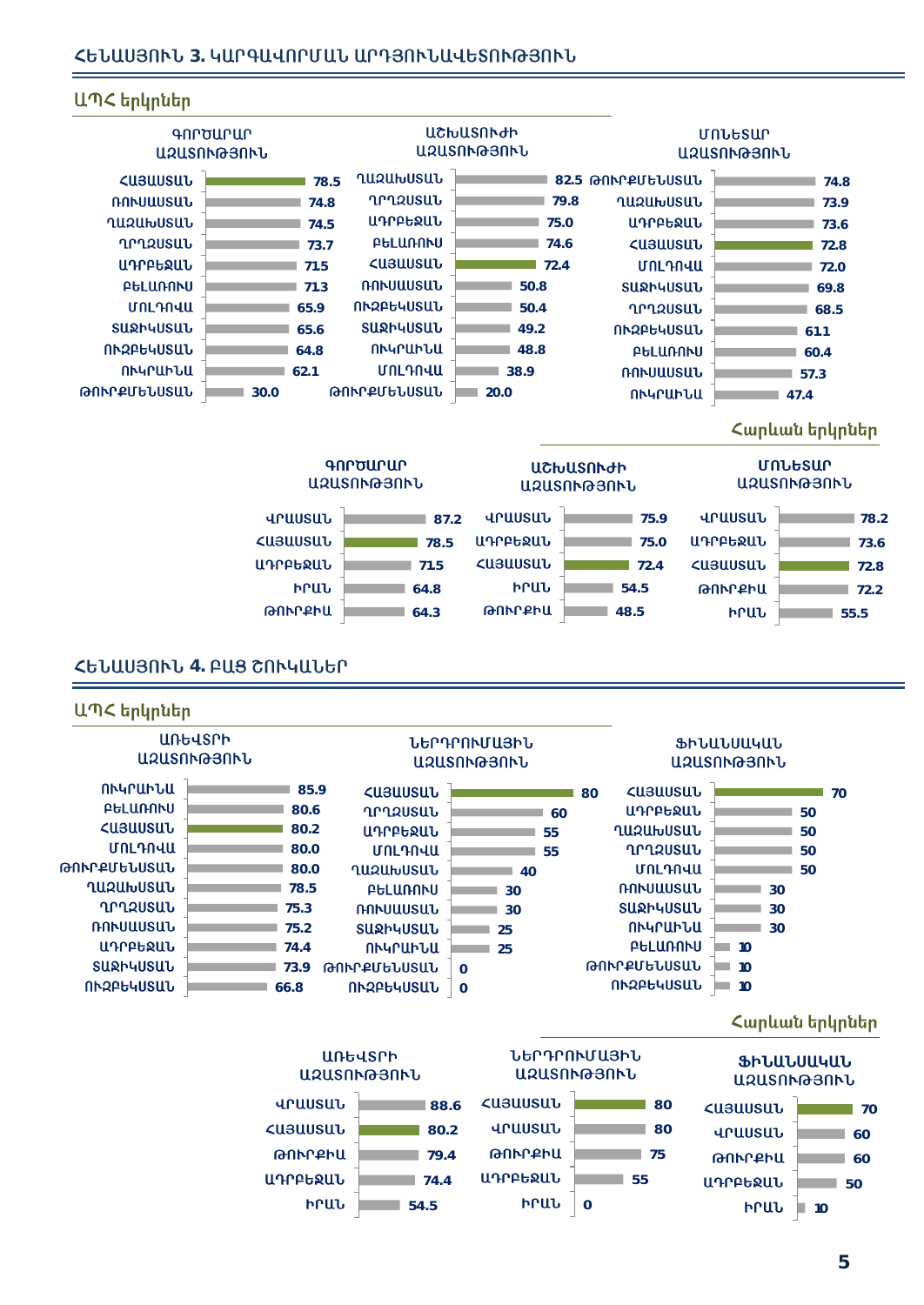## ՀԵՆԱՍՅՈՒՆ 3. ԿԱՐԳԱՎՈՐՄԱՆ ԱՐԴՅՈՒՆԱՎԵՏՈՒԹՅՈՒՆ

### ԱՊՀ երկրներ

ԳՈՐԾԱՐԱՐ ԱԶԱՏՈՒԹՅՈՒՆ

ՀԱՅԱՍՏԱՆ 78.5
ՌՈՒՍԱՍՏԱՆ 74.8
ՂԱԶԱԽՍՏԱՆ 74.5
ՂՐՂԶՍՏԱՆ 73.7
ԱԴՐԲԵՋԱՆ 71.5
ԲԵԼԱՌՈՒՍ 71.3
ՄՈԼԴՈՎԱ 65.9
ՏԱՋԻԿՍՏԱՆ 65.6
ՈՒԶԲԵԿՍՏԱՆ 64.8
ՈՒԿՐԱԻՆԱ 62.1
ԹՈՒՐՔՄԵՆՍՏԱՆ 30.0

ԱՇԽԱՏՈՒԺԻ ԱԶԱՏՈՒԹՅՈՒՆ

ՂԱԶԱԽՍՏԱՆ 82.5
ՂՐՂԶՍՏԱՆ 79.8
ԱԴՐԲԵՋԱՆ 75.0
ԲԵԼԱՌՈՒՍ 74.6
ՀԱՅԱՍՏԱՆ 72.4
ՌՈՒՍԱՍՏԱՆ 50.8
ՈՒԶԲԵԿՍՏԱՆ 50.4
ՏԱՋԻԿՍՏԱՆ 49.2
ՈՒԿՐԱԻՆԱ 48.8
ՄՈԼԴՈՎԱ 38.9
ԹՈՒՐՔՄԵՆՍՏԱՆ 20.0

ՄՈՆԵՏԱՐ ԱԶԱՏՈՒԹՅՈՒՆ

ԹՈՒՐՔՄԵՆՍՏԱՆ 74.8
ՂԱԶԱԽՍՏԱՆ 73.9
ԱԴՐԲԵՋԱՆ 73.6
ՀԱՅԱՍՏԱՆ 72.8
ՄՈԼԴՈՎԱ 72.0
ՏԱՋԻԿՍՏԱՆ 69.8
ՂՐՂԶՍՏԱՆ 68.5
ՈՒԶԲԵԿՍՏԱՆ 61.1
ԲԵԼԱՌՈՒՍ 60.4
ՌՈՒՍԱՍՏԱՆ 57.3
ՈՒԿՐԱԻՆԱ 47.4

### Հարևան երկրներ

ԳՈՐԾԱՐԱՐ ԱԶԱՏՈՒԹՅՈՒՆ

ՎՐԱՍՏԱՆ 87.2
ՀԱՅԱՍՏԱՆ 78.5
ԱԴՐԲԵՋԱՆ 71.5
ԻՐԱՆ 64.8
ԹՈՒՐՔԻԱ 64.3

ԱՇԽԱՏՈՒԺԻ ԱԶԱՏՈՒԹՅՈՒՆ

ՎՐԱՍՏԱՆ 75.9
ԱԴՐԲԵՋԱՆ 75.0
ՀԱՅԱՍՏԱՆ 72.4
ԻՐԱՆ 54.5
ԹՈՒՐՔԻԱ 48.5

ՄՈՆԵՏԱՐ ԱԶԱՏՈՒԹՅՈՒՆ

ՎՐԱՍՏԱՆ 78.2
ԱԴՐԲԵՋԱՆ 73.6
ՀԱՅԱՍՏԱՆ 72.8
ԹՈՒՐՔԻԱ 72.2
ԻՐԱՆ 55.5

## ՀԵՆԱՍՅՈՒՆ 4. ԲԱՑ ՇՈՒԿԱՆԵՐ

### ԱՊՀ երկրներ

ԱՌԵՎՏՐԻ ԱԶԱՏՈՒԹՅՈՒՆ

ՈՒԿՐԱԻՆԱ 85.9
ԲԵԼԱՌՈՒՍ 80.6
ՀԱՅԱՍՏԱՆ 80.2
ՄՈԼԴՈՎԱ 80.0
ԹՈՒՐՔՄԵՆՍՏԱՆ 80.0
ՂԱԶԱԽՍՏԱՆ 78.5
ՂՐՂԶՍՏԱՆ 75.3
ՌՈՒՍԱՍՏԱՆ 75.2
ԱԴՐԲԵՋԱՆ 74.4
ՏԱՋԻԿՍՏԱՆ 73.9
ՈՒԶԲԵԿՍՏԱՆ 66.8

ՆԵՐԴՐՈՒՄԱՅԻՆ ԱԶԱՏՈՒԹՅՈՒՆ

ՀԱՅԱՍՏԱՆ 80
ՂՐՂԶՍՏԱՆ 60
ԱԴՐԲԵՋԱՆ 55
ՄՈԼԴՈՎԱ 55
ՂԱԶԱԽՍՏԱՆ 40
ԲԵԼԱՌՈՒՍ 30
ՌՈՒՍԱՍՏԱՆ 30
ՏԱՋԻԿՍՏԱՆ 25
ՈՒԿՐԱԻՆԱ 25
ԹՈՒՐՔՄԵՆՍՏԱՆ 0
ՈՒԶԲԵԿՍՏԱՆ 0

ՖԻՆԱՆՍԱԿԱՆ ԱԶԱՏՈՒԹՅՈՒՆ

ՀԱՅԱՍՏԱՆ 70
ԱԴՐԲԵՋԱՆ 50
ՂԱԶԱԽՍՏԱՆ 50
ՂՐՂԶՍՏԱՆ 50
ՄՈԼԴՈՎԱ 50
ՌՈՒՍԱՍՏԱՆ 30
ՏԱՋԻԿՍՏԱՆ 30
ՈՒԿՐԱԻՆԱ 30
ԲԵԼԱՌՈՒՍ 10
ԹՈՒՐՔՄԵՆՍՏԱՆ 10
ՈՒԶԲԵԿՍՏԱՆ 10

### Հարևան երկրներ

ԱՌԵՎՏՐԻ ԱԶԱՏՈՒԹՅՈՒՆ

ՎՐԱՍՏԱՆ 88.6
ՀԱՅԱՍՏԱՆ 80.2
ԹՈՒՐՔԻԱ 79.4
ԱԴՐԲԵՋԱՆ 74.4
ԻՐԱՆ 54.5

ՆԵՐԴՐՈՒՄԱՅԻՆ ԱԶԱՏՈՒԹՅՈՒՆ

ՀԱՅԱՍՏԱՆ 80
ՎՐԱՍՏԱՆ 80
ԹՈՒՐՔԻԱ 75
ԱԴՐԲԵՋԱՆ 55
ԻՐԱՆ 0

ՖԻՆԱՆՍԱԿԱՆ ԱԶԱՏՈՒԹՅՈՒՆ

ՀԱՅԱՍՏԱՆ 70
ՎՐԱՍՏԱՆ 60
ԹՈՒՐՔԻԱ 60
ԱԴՐԲԵՋԱՆ 50
ԻՐԱՆ 10